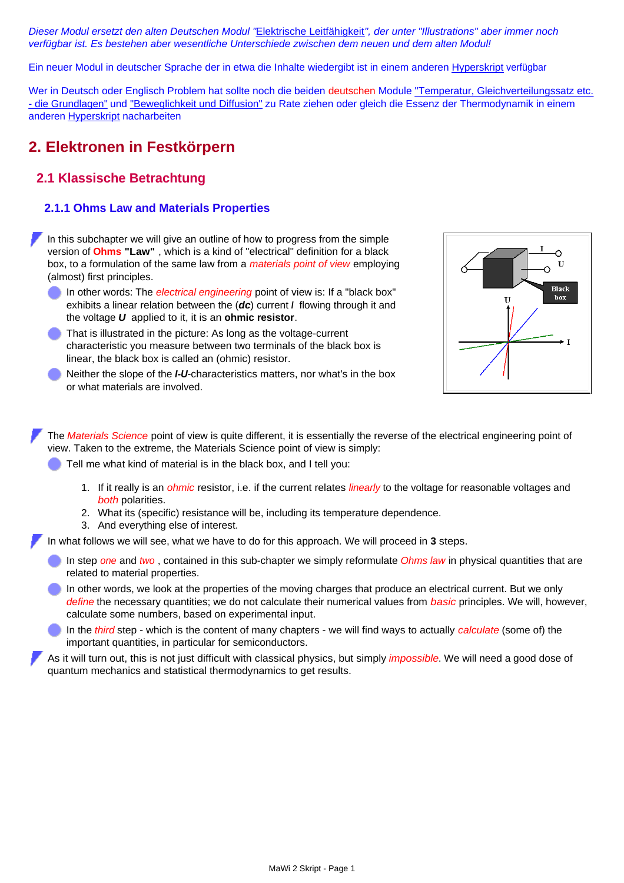*Dieser Modul ersetzt den alten Deutschen Modul "Elektrische Leitfähigkeit", der unter "Illustrations" aber immer noch verfügbar ist. Es bestehen aber wesentliche Unterschiede zwischen dem neuen und dem alten Modul!*

Ein neuer Modul in deutscher Sprache der in etwa die Inhalte wiedergibt ist in einem anderen Hyperskript verfügbar

Wer in Deutsch oder Englisch Problem hat sollte noch die beiden deutschen Module "Temperatur, Gleichverteilungssatz etc. - die Grundlagen" und "Beweglichkeit und Diffusion" zu Rate ziehen oder gleich die Essenz der Thermodynamik in einem anderen Hyperskript nacharbeiten

# 2. Elektronen in Festkörpern

## 2.1 Klassische Betrachtung

### 2.1.1 Ohms Law and Materials Properties

In this subchapter we will give an outline of how to progress from the simple version of **Ohms "Law"** , which is a kind of "electrical" definition for a black box, to a formulation of the same law from a *materials point of view* employing (almost) first principles.

- In other words: The *electrical engineering* point of view is: If a "black box" exhibits a linear relation between the (***dc***) current ***I*** flowing through it and the voltage ***U*** applied to it, it is an **ohmic resistor**.
- That is illustrated in the picture: As long as the voltage-current characteristic you measure between two terminals of the black box is linear, the black box is called an (ohmic) resistor.
- Neither the slope of the ***I-U***-characteristics matters, nor what's in the box or what materials are involved.

The *Materials Science* point of view is quite different, it is essentially the reverse of the electrical engineering point of view. Taken to the extreme, the Materials Science point of view is simply:

- Tell me what kind of material is in the black box, and I tell you:

1. If it really is an *ohmic* resistor, i.e. if the current relates *linearly* to the voltage for reasonable voltages and *both* polarities.
2. What its (specific) resistance will be, including its temperature dependence.
3. And everything else of interest.

In what follows we will see, what we have to do for this approach. We will proceed in **3** steps.

- In step *one* and *two* , contained in this sub-chapter we simply reformulate *Ohms law* in physical quantities that are related to material properties.
- In other words, we look at the properties of the moving charges that produce an electrical current. But we only *define* the necessary quantities; we do not calculate their numerical values from *basic* principles. We will, however, calculate some numbers, based on experimental input.
- In the *third* step - which is the content of many chapters - we will find ways to actually *calculate* (some of) the important quantities, in particular for semiconductors.

As it will turn out, this is not just difficult with classical physics, but simply *impossible*. We will need a good dose of quantum mechanics and statistical thermodynamics to get results.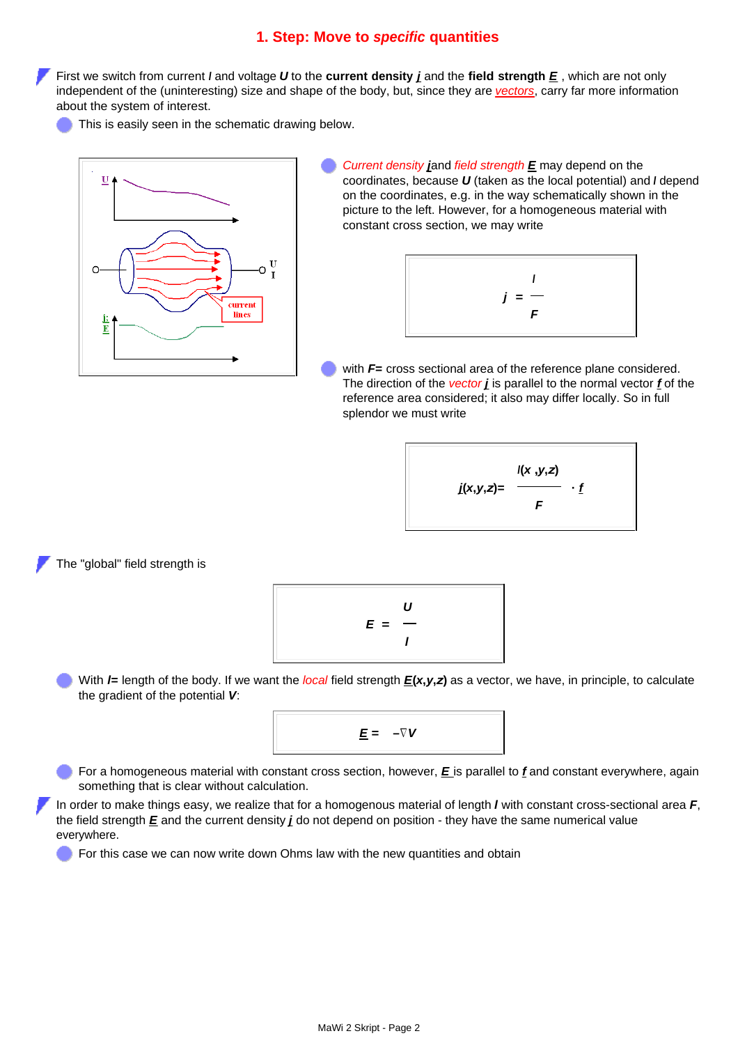# 1. Step: Move to *specific* quantities

- First we switch from current $I$ and voltage $U$ to the **current density** $\underline{j}$ and the **field strength** $\underline{E}$, which are not only independent of the (uninteresting) size and shape of the body, but, since they are *vectors*, carry far more information about the system of interest.
  - This is easily seen in the schematic drawing below.

  - *Current density* $\underline{j}$ and *field strength* $\underline{E}$ may depend on the coordinates, because $U$ (taken as the local potential) and $I$ depend on the coordinates, e.g. in the way schematically shown in the picture to the left. However, for a homogeneous material with constant cross section, we may write

$$j = \frac{I}{F}$$

  - with $F$= cross sectional area of the reference plane considered. The direction of the *vector* $\underline{j}$ is parallel to the normal vector $\underline{f}$ of the reference area considered; it also may differ locally. So in full splendor we must write

$$\underline{j}(x,y,z) = \frac{I(x,y,z)}{F} \cdot \underline{f}$$

- The "global" field strength is

$$E = \frac{U}{l}$$

  - With $l$= length of the body. If we want the *local* field strength $\underline{E}(x,y,z)$ as a vector, we have, in principle, to calculate the gradient of the potential $V$:

$$\underline{E} = -\nabla V$$

  - For a homogeneous material with constant cross section, however, $\underline{E}$ is parallel to $\underline{f}$ and constant everywhere, again something that is clear without calculation.

- In order to make things easy, we realize that for a homogenous material of length $l$ with constant cross-sectional area $F$, the field strength $\underline{E}$ and the current density $\underline{j}$ do not depend on position - they have the same numerical value everywhere.
  - For this case we can now write down Ohms law with the new quantities and obtain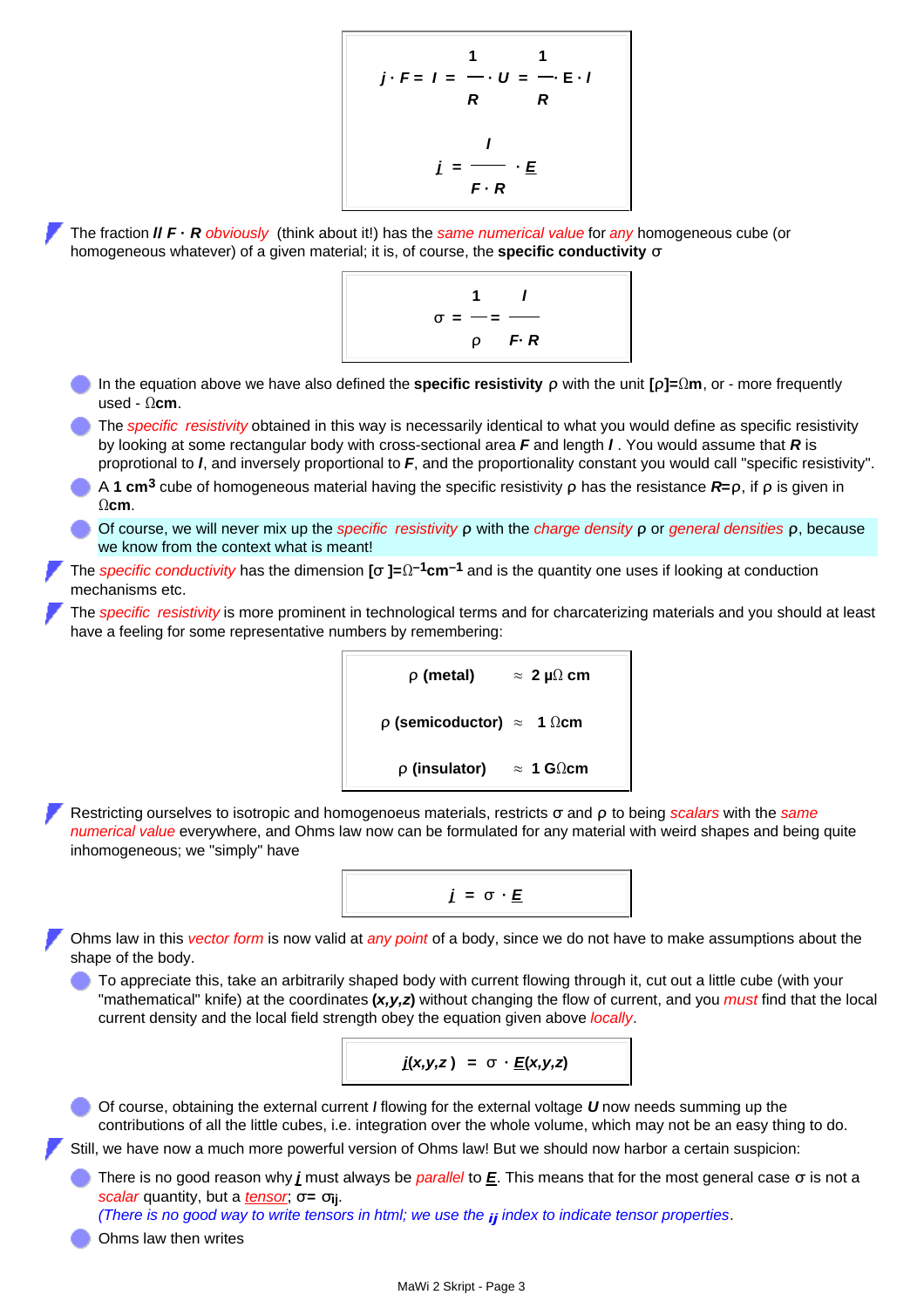$$j \cdot F = I = \frac{1}{R} \cdot U = \frac{1}{R} \cdot E \cdot l$$

$$\underline{j} = \frac{l}{F \cdot R} \cdot \underline{E}$$

- The fraction ***l/ F · R*** *obviously* (think about it!) has the *same numerical value* for *any* homogeneous cube (or homogeneous whatever) of a given material; it is, of course, the **specific conductivity** σ

$$\sigma = \frac{1}{\rho} = \frac{l}{F \cdot R}$$

  - In the equation above we have also defined the **specific resistivity** ρ with the unit **[ρ]=Ωm**, or - more frequently used - Ω**cm**.
  - The *specific resistivity* obtained in this way is necessarily identical to what you would define as specific resistivity by looking at some rectangular body with cross-sectional area ***F*** and length ***l*** . You would assume that ***R*** is proprotional to ***l***, and inversely proportional to ***F***, and the proportionality constant you would call "specific resistivity".
  - A **1 $cm^3$** cube of homogeneous material having the specific resistivity ρ has the resistance ***R***=ρ, if ρ is given in Ω**cm**.
  - Of course, we will never mix up the *specific resistivity* ρ with the *charge density* ρ or *general densities* ρ, because we know from the context what is meant!
- The *specific conductivity* has the dimension **[σ ]=$\Omega^{-1}$$cm^{-1}$** and is the quantity one uses if looking at conduction mechanisms etc.
- The *specific resistivity* is more prominent in technological terms and for charcaterizing materials and you should at least have a feeling for some representative numbers by remembering:

| | |
|---|---|
| **ρ (metal)** | ≈ **2 μΩ cm** |
| **ρ (semicoductor)** | ≈ **1 Ωcm** |
| **ρ (insulator)** | ≈ **1 GΩcm** |

- Restricting ourselves to isotropic and homogenoeus materials, restricts σ and ρ to being *scalars* with the *same numerical value* everywhere, and Ohms law now can be formulated for any material with weird shapes and being quite inhomogeneous; we "simply" have

$$\underline{j} = \sigma \cdot \underline{E}$$

- Ohms law in this *vector form* is now valid at *any point* of a body, since we do not have to make assumptions about the shape of the body.
  - To appreciate this, take an arbitrarily shaped body with current flowing through it, cut out a little cube (with your "mathematical" knife) at the coordinates ***(x,y,z)*** without changing the flow of current, and you *must* find that the local current density and the local field strength obey the equation given above *locally*.

$$\underline{j}(x,y,z) = \sigma \cdot \underline{E}(x,y,z)$$

  - Of course, obtaining the external current ***I*** flowing for the external voltage ***U*** now needs summing up the contributions of all the little cubes, i.e. integration over the whole volume, which may not be an easy thing to do.
- Still, we have now a much more powerful version of Ohms law! But we should now harbor a certain suspicion:
  - There is no good reason why $\underline{j}$ must always be *parallel* to $\underline{E}$. This means that for the most general case σ is not a *scalar* quantity, but a *tensor*; σ= $\sigma_{ij}$.  
    *(There is no good way to write tensors in html; we use the $_{ij}$ index to indicate tensor properties.*
  - Ohms law then writes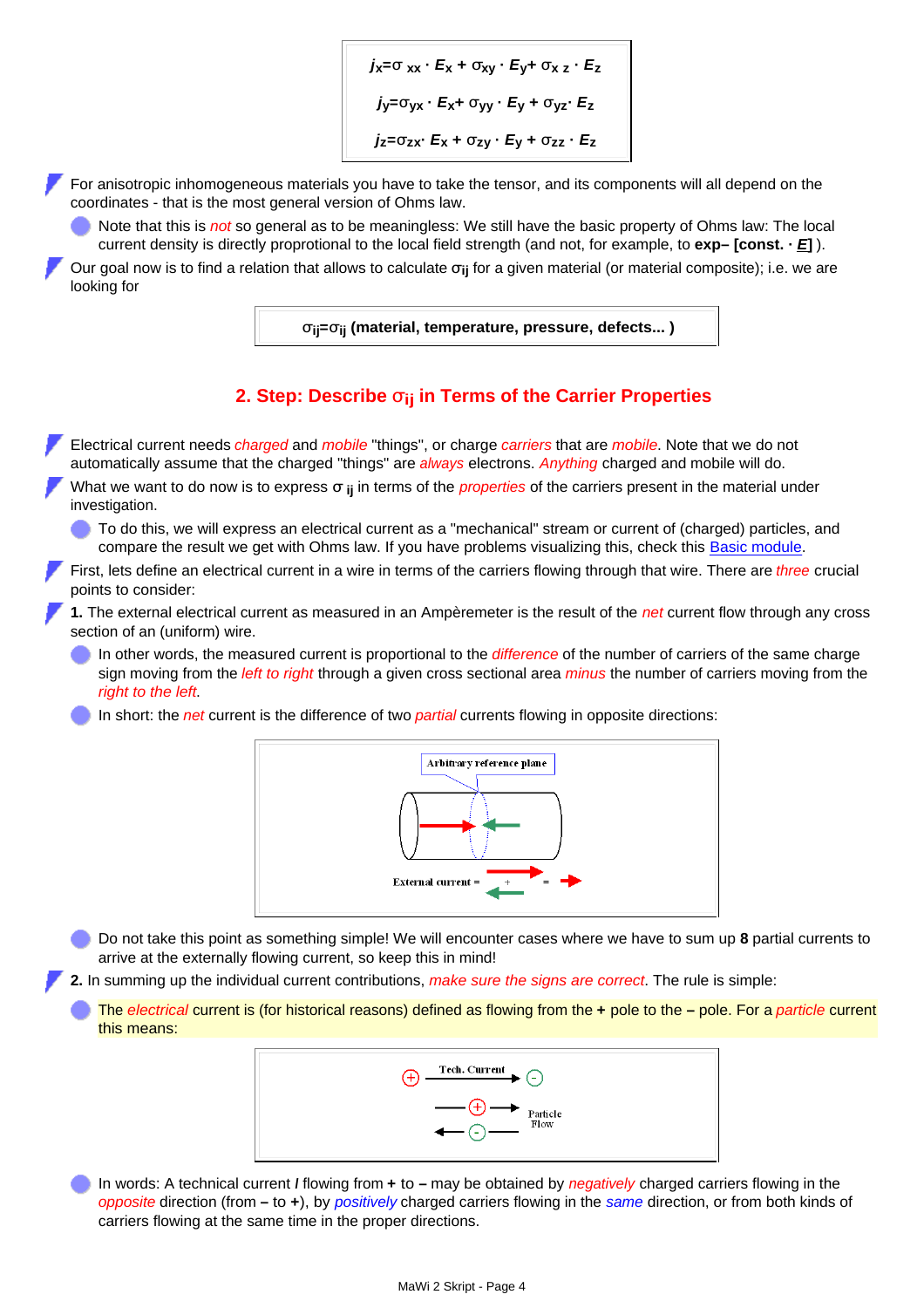$$j_x = \sigma_{xx} \cdot E_x + \sigma_{xy} \cdot E_y + \sigma_{xz} \cdot E_z$$

$$j_y = \sigma_{yx} \cdot E_x + \sigma_{yy} \cdot E_y + \sigma_{yz} \cdot E_z$$

$$j_z = \sigma_{zx} \cdot E_x + \sigma_{zy} \cdot E_y + \sigma_{zz} \cdot E_z$$

- For anisotropic inhomogeneous materials you have to take the tensor, and its components will all depend on the coordinates - that is the most general version of Ohms law.
  - Note that this is *not* so general as to be meaningless: We still have the basic property of Ohms law: The local current density is directly proprotional to the local field strength (and not, for example, to **exp– [const. · *E*]** ).
- Our goal now is to find a relation that allows to calculate $\sigma_{ij}$ for a given material (or material composite); i.e. we are looking for

$$\sigma_{ij} = \sigma_{ij}\ \text{(material, temperature, pressure, defects... )}$$

## 2. Step: Describe $\sigma_{ij}$ in Terms of the Carrier Properties

- Electrical current needs *charged* and *mobile* "things", or charge *carriers* that are *mobile*. Note that we do not automatically assume that the charged "things" are *always* electrons. *Anything* charged and mobile will do.
- What we want to do now is to express $\sigma_{ij}$ in terms of the *properties* of the carriers present in the material under investigation.
  - To do this, we will express an electrical current as a "mechanical" stream or current of (charged) particles, and compare the result we get with Ohms law. If you have problems visualizing this, check this Basic module.
- First, lets define an electrical current in a wire in terms of the carriers flowing through that wire. There are *three* crucial points to consider:
- **1.** The external electrical current as measured in an Ampèremeter is the result of the *net* current flow through any cross section of an (uniform) wire.
  - In other words, the measured current is proportional to the *difference* of the number of carriers of the same charge sign moving from the *left to right* through a given cross sectional area *minus* the number of carriers moving from the *right to the left*.
  - In short: the *net* current is the difference of two *partial* currents flowing in opposite directions:

Arbitrary reference plane

External current = + =

  - Do not take this point as something simple! We will encounter cases where we have to sum up **8** partial currents to arrive at the externally flowing current, so keep this in mind!
- **2.** In summing up the individual current contributions, *make sure the signs are correct*. The rule is simple:
  - The *electrical* current is (for historical reasons) defined as flowing from the **+** pole to the **–** pole. For a *particle* current this means:

Tech. Current

Particle Flow

  - In words: A technical current ***I*** flowing from **+** to **–** may be obtained by *negatively* charged carriers flowing in the *opposite* direction (from **–** to **+**), by *positively* charged carriers flowing in the *same* direction, or from both kinds of carriers flowing at the same time in the proper directions.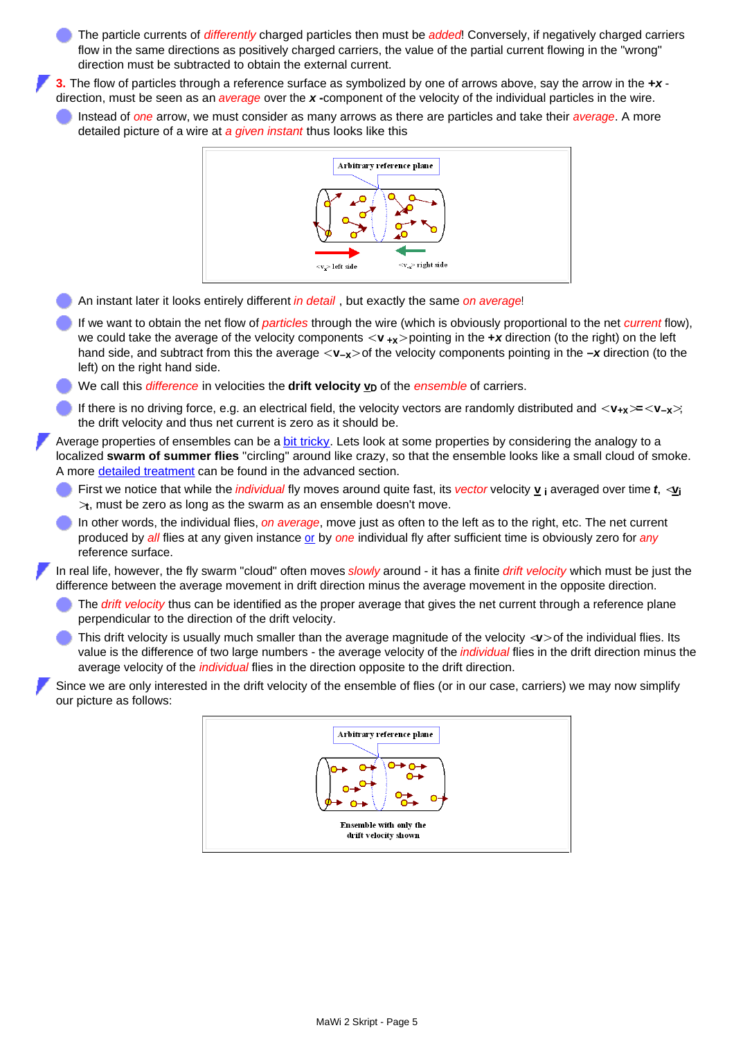- The particle currents of *differently* charged particles then must be *added*! Conversely, if negatively charged carriers flow in the same directions as positively charged carriers, the value of the partial current flowing in the "wrong" direction must be subtracted to obtain the external current.

**3.** The flow of particles through a reference surface as symbolized by one of arrows above, say the arrow in the ***+x*** -direction, must be seen as an *average* over the ***x*** **-**component of the velocity of the individual particles in the wire.

- Instead of *one* arrow, we must consider as many arrows as there are particles and take their *average*. A more detailed picture of a wire at *a given instant* thus looks like this

Arbitrary reference plane

$<v_x>$ left side $<v_{-x}>$ right side

- An instant later it looks entirely different *in detail* , but exactly the same *on average*!
- If we want to obtain the net flow of *particles* through the wire (which is obviously proportional to the net *current* flow), we could take the average of the velocity components $<\mathbf{v}_{+x}>$ pointing in the ***+x*** direction (to the right) on the left hand side, and subtract from this the average $<\mathbf{v}_{-x}>$ of the velocity components pointing in the ***–x*** direction (to the left) on the right hand side.
- We call this *difference* in velocities the **drift velocity** $\underline{\mathbf{v}}_D$ of the *ensemble* of carriers.
- If there is no driving force, e.g. an electrical field, the velocity vectors are randomly distributed and $<\mathbf{v}_{+x}> = <\mathbf{v}_{-x}>$; the drift velocity and thus net current is zero as it should be.

Average properties of ensembles can be a bit tricky. Lets look at some properties by considering the analogy to a localized **swarm of summer flies** "circling" around like crazy, so that the ensemble looks like a small cloud of smoke. A more detailed treatment can be found in the advanced section.

- First we notice that while the *individual* fly moves around quite fast, its *vector* velocity $\underline{\mathbf{v}}_i$ averaged over time ***t***, $<\underline{\mathbf{v}}_i>_t$, must be zero as long as the swarm as an ensemble doesn't move.
- In other words, the individual flies, *on average*, move just as often to the left as to the right, etc. The net current produced by *all* flies at any given instance or by *one* individual fly after sufficient time is obviously zero for *any* reference surface.

In real life, however, the fly swarm "cloud" often moves *slowly* around - it has a finite *drift velocity* which must be just the difference between the average movement in drift direction minus the average movement in the opposite direction.

- The *drift velocity* thus can be identified as the proper average that gives the net current through a reference plane perpendicular to the direction of the drift velocity.
- This drift velocity is usually much smaller than the average magnitude of the velocity $<\mathbf{v}>$ of the individual flies. Its value is the difference of two large numbers - the average velocity of the *individual* flies in the drift direction minus the average velocity of the *individual* flies in the direction opposite to the drift direction.

Since we are only interested in the drift velocity of the ensemble of flies (or in our case, carriers) we may now simplify our picture as follows:

Arbitrary reference plane

Ensemble with only the drift velocity shown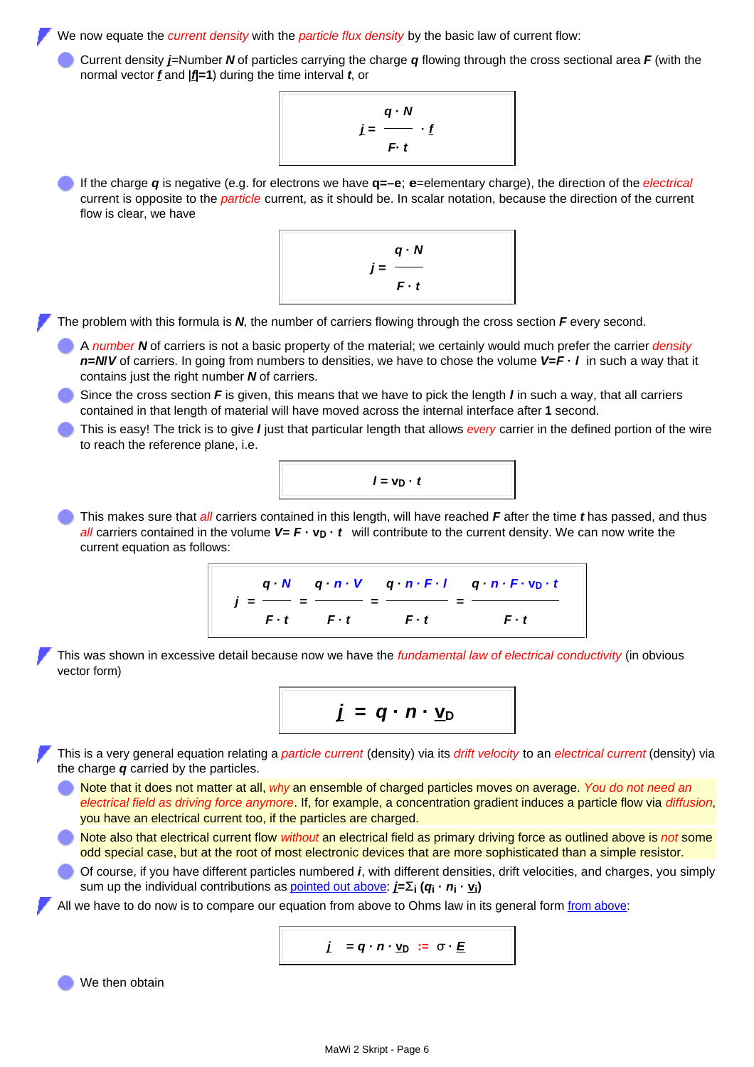- We now equate the *current density* with the *particle flux density* by the basic law of current flow:
  - Current density $\underline{j}$=Number $N$ of particles carrying the charge $q$ flowing through the cross sectional area $F$ (with the normal vector $\underline{f}$ and $|\underline{f}|=1$) during the time interval $t$, or

$$\underline{j} = \frac{q \cdot N}{F \cdot t} \cdot \underline{f}$$

  - If the charge $q$ is negative (e.g. for electrons we have **q=–e**; **e**=elementary charge), the direction of the *electrical* current is opposite to the *particle* current, as it should be. In scalar notation, because the direction of the current flow is clear, we have

$$j = \frac{q \cdot N}{F \cdot t}$$

- The problem with this formula is $N$, the number of carriers flowing through the cross section $F$ every second.
  - A *number* $N$ of carriers is not a basic property of the material; we certainly would much prefer the carrier *density* $n = N/V$ of carriers. In going from numbers to densities, we have to chose the volume $V = F \cdot l$ in such a way that it contains just the right number $N$ of carriers.
  - Since the cross section $F$ is given, this means that we have to pick the length $l$ in such a way, that all carriers contained in that length of material will have moved across the internal interface after **1** second.
  - This is easy! The trick is to give $l$ just that particular length that allows *every* carrier in the defined portion of the wire to reach the reference plane, i.e.

$$l = v_D \cdot t$$

  - This makes sure that *all* carriers contained in this length, will have reached $F$ after the time $t$ has passed, and thus *all* carriers contained in the volume $V = F \cdot v_D \cdot t$ will contribute to the current density. We can now write the current equation as follows:

$$j = \frac{q \cdot N}{F \cdot t} = \frac{q \cdot n \cdot V}{F \cdot t} = \frac{q \cdot n \cdot F \cdot l}{F \cdot t} = \frac{q \cdot n \cdot F \cdot v_D \cdot t}{F \cdot t}$$

- This was shown in excessive detail because now we have the *fundamental law of electrical conductivity* (in obvious vector form)

$$\underline{j} = q \cdot n \cdot \underline{v}_D$$

- This is a very general equation relating a *particle current* (density) via its *drift velocity* to an *electrical current* (density) via the charge $q$ carried by the particles.
  - Note that it does not matter at all, *why* an ensemble of charged particles moves on average. *You do not need an electrical field as driving force anymore*. If, for example, a concentration gradient induces a particle flow via *diffusion*, you have an electrical current too, if the particles are charged.
  - Note also that electrical current flow *without* an electrical field as primary driving force as outlined above is *not* some odd special case, but at the root of most electronic devices that are more sophisticated than a simple resistor.
  - Of course, if you have different particles numbered $i$, with different densities, drift velocities, and charges, you simply sum up the individual contributions as pointed out above: $\underline{j} = \Sigma_i \, (q_i \cdot n_i \cdot \underline{v}_i)$
- All we have to do now is to compare our equation from above to Ohms law in its general form from above:

$$\underline{j} = q \cdot n \cdot \underline{v}_D := \sigma \cdot \underline{E}$$

  - We then obtain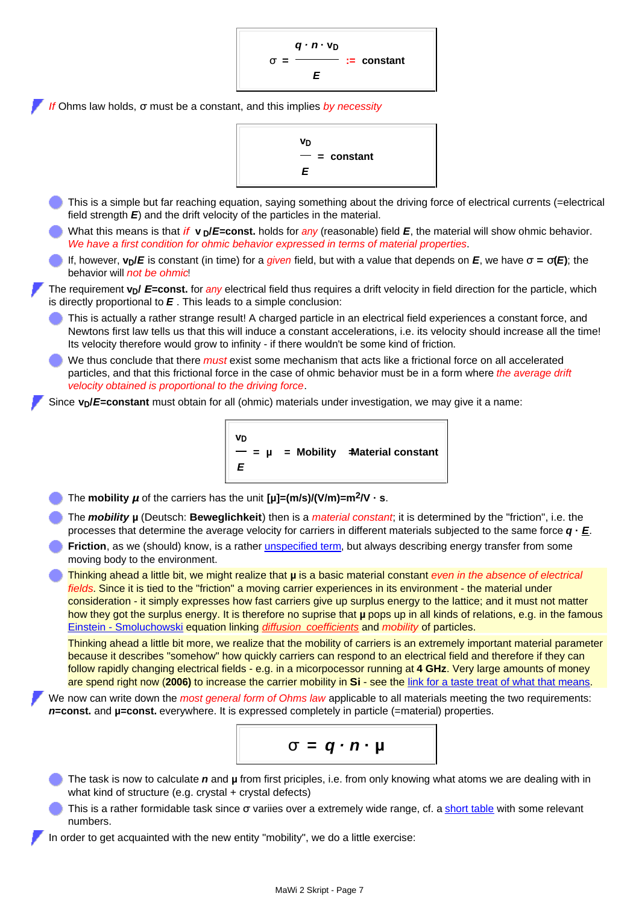$$\sigma = \frac{q \cdot n \cdot v_D}{E} := \text{constant}$$

- *If* Ohms law holds, σ must be a constant, and this implies *by necessity*

$$\frac{v_D}{E} = \text{constant}$$

  - This is a simple but far reaching equation, saying something about the driving force of electrical currents (=electrical field strength ***E***) and the drift velocity of the particles in the material.
  - What this means is that *if* $v_D/E$**=const.** holds for *any* (reasonable) field ***E***, the material will show ohmic behavior. *We have a first condition for ohmic behavior expressed in terms of material properties*.
  - If, however, $v_D/E$ is constant (in time) for a *given* field, but with a value that depends on ***E***, we have $\sigma = \sigma(E)$; the behavior will *not be ohmic*!

- The requirement $v_D/E$**=const.** for *any* electrical field thus requires a drift velocity in field direction for the particle, which is directly proportional to ***E*** . This leads to a simple conclusion:
  - This is actually a rather strange result! A charged particle in an electrical field experiences a constant force, and Newtons first law tells us that this will induce a constant accelerations, i.e. its velocity should increase all the time! Its velocity therefore would grow to infinity - if there wouldn't be some kind of friction.
  - We thus conclude that there *must* exist some mechanism that acts like a frictional force on all accelerated particles, and that this frictional force in the case of ohmic behavior must be in a form where *the average drift velocity obtained is proportional to the driving force*.

- Since $v_D/E$**=constant** must obtain for all (ohmic) materials under investigation, we may give it a name:

$$\frac{v_D}{E} = \mu = \text{Mobility} = \text{Material constant}$$

  - The **mobility μ** of the carriers has the unit $[\mu] = (\text{m/s})/(\text{V/m}) = \text{m}^2/\text{V} \cdot \text{s}$.
  - The ***mobility*** **μ** (Deutsch: **Beweglichkeit**) then is a *material constant*; it is determined by the "friction", i.e. the processes that determine the average velocity for carriers in different materials subjected to the same force $q \cdot E$.
  - **Friction**, as we (should) know, is a rather unspecified term, but always describing energy transfer from some moving body to the environment.
  - Thinking ahead a little bit, we might realize that **μ** is a basic material constant *even in the absence of electrical fields*. Since it is tied to the "friction" a moving carrier experiences in its environment - the material under consideration - it simply expresses how fast carriers give up surplus energy to the lattice; and it must not matter how they got the surplus energy. It is therefore no suprise that **μ** pops up in all kinds of relations, e.g. in the famous Einstein - Smoluchowski equation linking *diffusion coefficients* and *mobility* of particles.

    Thinking ahead a little bit more, we realize that the mobility of carriers is an extremely important material parameter because it describes "somehow" how quickly carriers can respond to an electrical field and therefore if they can follow rapidly changing electrical fields - e.g. in a micorpocessor running at **4 GHz**. Very large amounts of money are spend right now (**2006)** to increase the carrier mobility in **Si** - see the link for a taste treat of what that means.

- We now can write down the *most general form of Ohms law* applicable to all materials meeting the two requirements: ***n*****=const.** and **μ=const.** everywhere. It is expressed completely in particle (=material) properties.

$$\sigma = q \cdot n \cdot \mu$$

  - The task is now to calculate ***n*** and **μ** from first priciples, i.e. from only knowing what atoms we are dealing with in what kind of structure (e.g. crystal + crystal defects)
  - This is a rather formidable task since σ variies over a extremely wide range, cf. a short table with some relevant numbers.

- In order to get acquainted with the new entity "mobility", we do a little exercise: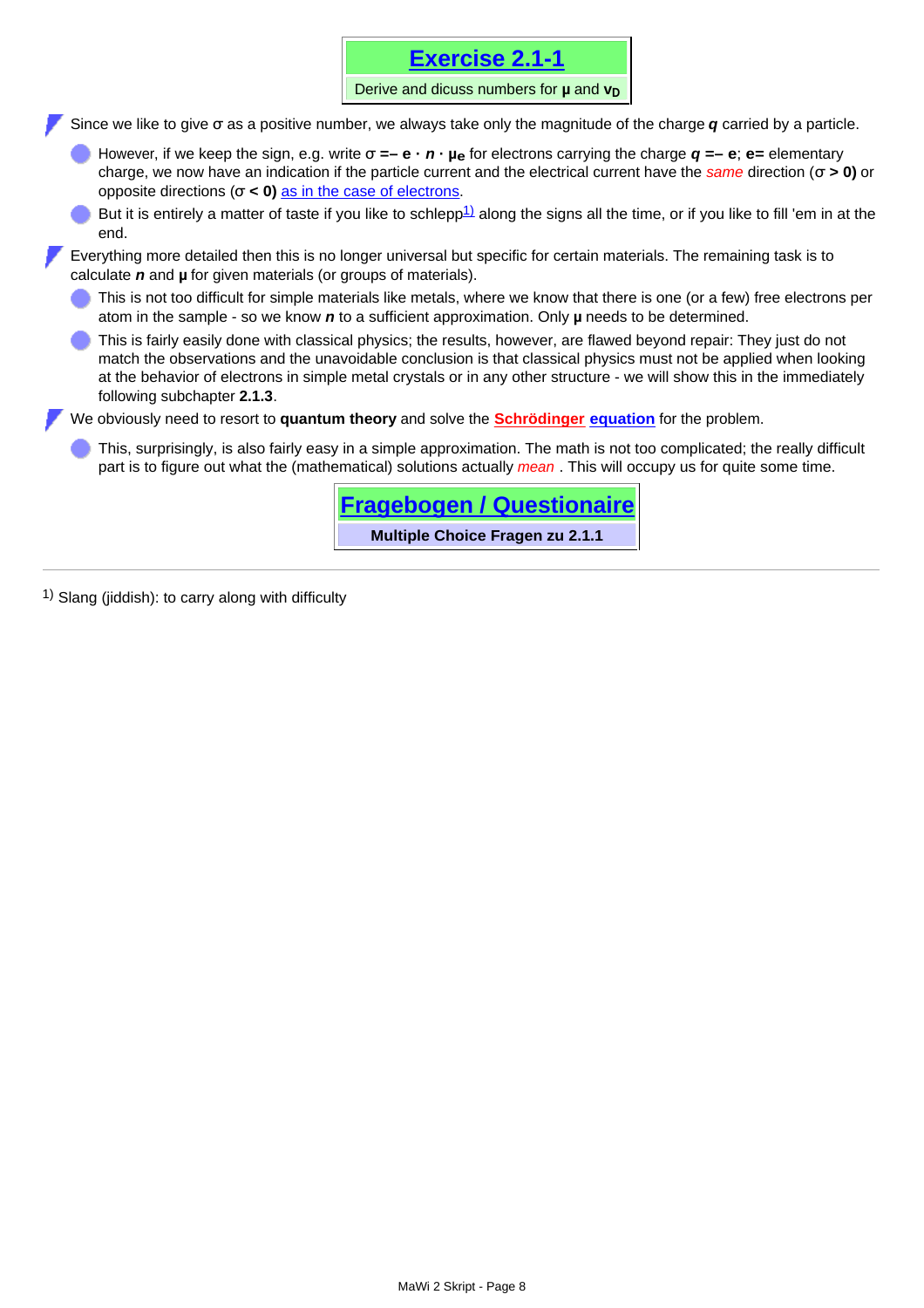**Exercise 2.1-1**

Derive and dicuss numbers for **μ** and $v_D$

- Since we like to give σ as a positive number, we always take only the magnitude of the charge ***q*** carried by a particle.
  - However, if we keep the sign, e.g. write $\sigma = -e \cdot n \cdot \mu_e$ for electrons carrying the charge $q = -e$; **e=** elementary charge, we now have an indication if the particle current and the electrical current have the *same* direction ($\sigma > 0$) or opposite directions ($\sigma < 0$) as in the case of electrons.
  - But it is entirely a matter of taste if you like to schlepp[1] along the signs all the time, or if you like to fill 'em in at the end.
- Everything more detailed then this is no longer universal but specific for certain materials. The remaining task is to calculate ***n*** and **μ** for given materials (or groups of materials).
  - This is not too difficult for simple materials like metals, where we know that there is one (or a few) free electrons per atom in the sample - so we know ***n*** to a sufficient approximation. Only **μ** needs to be determined.
  - This is fairly easily done with classical physics; the results, however, are flawed beyond repair: They just do not match the observations and the unavoidable conclusion is that classical physics must not be applied when looking at the behavior of electrons in simple metal crystals or in any other structure - we will show this in the immediately following subchapter **2.1.3**.
- We obviously need to resort to **quantum theory** and solve the **Schrödinger equation** for the problem.
  - This, surprisingly, is also fairly easy in a simple approximation. The math is not too complicated; the really difficult part is to figure out what the (mathematical) solutions actually *mean* . This will occupy us for quite some time.

**Fragebogen / Questionaire**

**Multiple Choice Fragen zu 2.1.1**

---

[1] Slang (jiddish): to carry along with difficulty